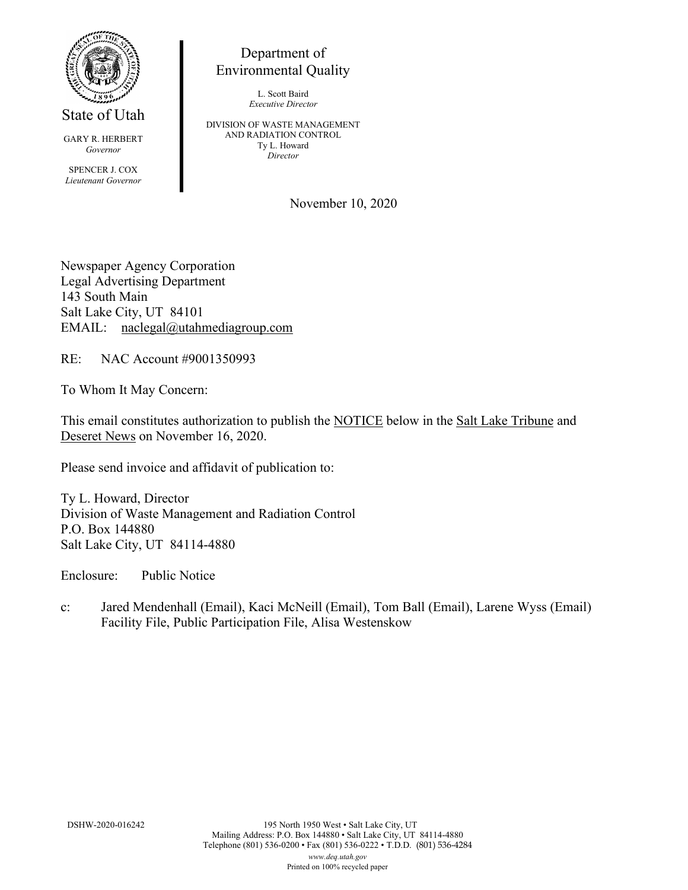State of Utah

GARY R. HERBERT
*Governor*

SPENCER J. COX
*Lieutenant Governor*

Department of
Environmental Quality

L. Scott Baird
*Executive Director*

DIVISION OF WASTE MANAGEMENT
AND RADIATION CONTROL
Ty L. Howard
*Director*

November 10, 2020

Newspaper Agency Corporation
Legal Advertising Department
143 South Main
Salt Lake City, UT 84101
EMAIL: naclegal@utahmediagroup.com

RE: NAC Account #9001350993

To Whom It May Concern:

This email constitutes authorization to publish the NOTICE below in the Salt Lake Tribune and Deseret News on November 16, 2020.

Please send invoice and affidavit of publication to:

Ty L. Howard, Director
Division of Waste Management and Radiation Control
P.O. Box 144880
Salt Lake City, UT 84114-4880

Enclosure: Public Notice

c: Jared Mendenhall (Email), Kaci McNeill (Email), Tom Ball (Email), Larene Wyss (Email)
Facility File, Public Participation File, Alisa Westenskow

DSHW-2020-016242

195 North 1950 West • Salt Lake City, UT
Mailing Address: P.O. Box 144880 • Salt Lake City, UT 84114-4880
Telephone (801) 536-0200 • Fax (801) 536-0222 • T.D.D. (801) 536-4284
*www.deq.utah.gov*
Printed on 100% recycled paper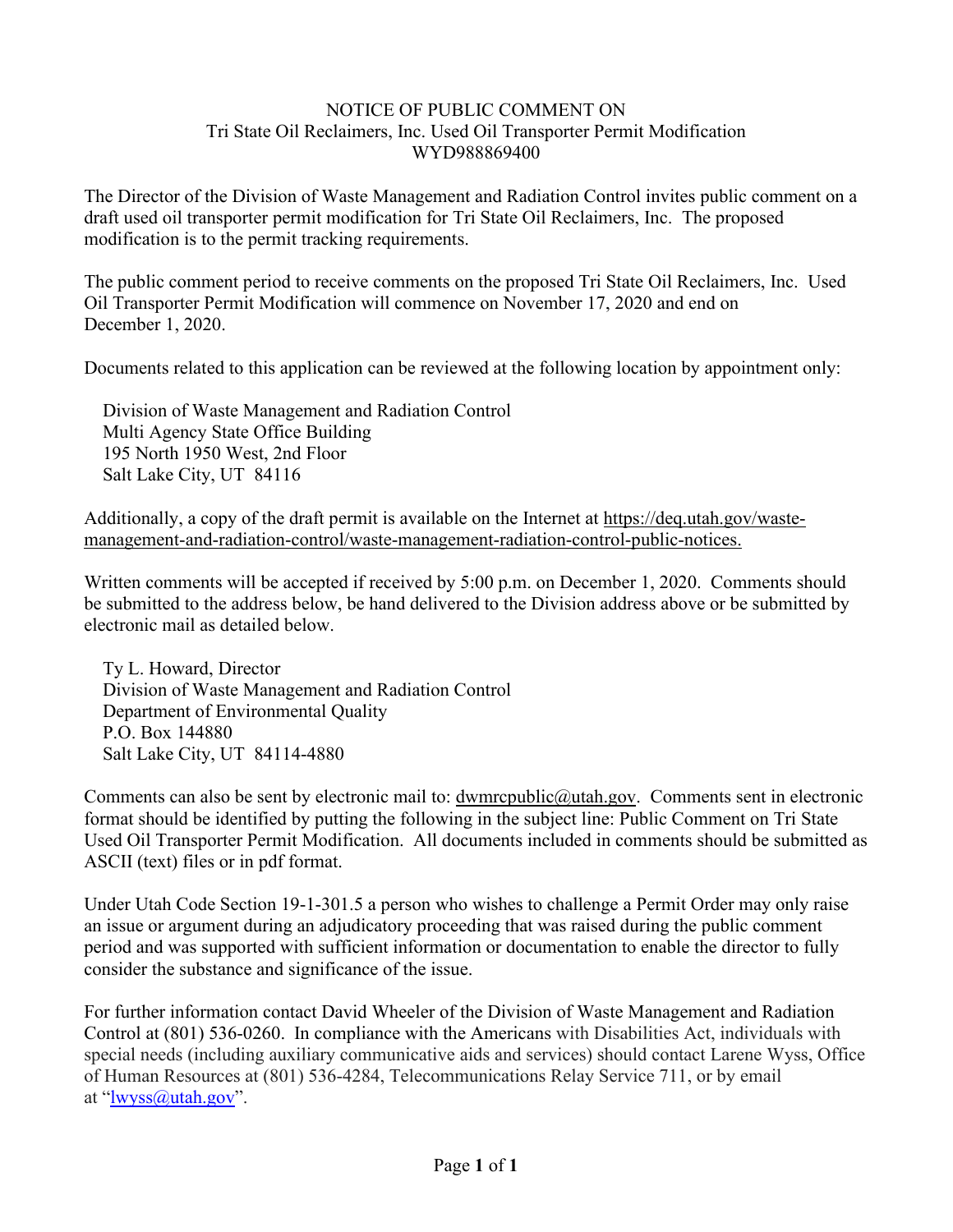NOTICE OF PUBLIC COMMENT ON
Tri State Oil Reclaimers, Inc. Used Oil Transporter Permit Modification
WYD988869400

The Director of the Division of Waste Management and Radiation Control invites public comment on a draft used oil transporter permit modification for Tri State Oil Reclaimers, Inc. The proposed modification is to the permit tracking requirements.

The public comment period to receive comments on the proposed Tri State Oil Reclaimers, Inc. Used Oil Transporter Permit Modification will commence on November 17, 2020 and end on December 1, 2020.

Documents related to this application can be reviewed at the following location by appointment only:

Division of Waste Management and Radiation Control
Multi Agency State Office Building
195 North 1950 West, 2nd Floor
Salt Lake City, UT 84116

Additionally, a copy of the draft permit is available on the Internet at https://deq.utah.gov/waste-management-and-radiation-control/waste-management-radiation-control-public-notices.

Written comments will be accepted if received by 5:00 p.m. on December 1, 2020. Comments should be submitted to the address below, be hand delivered to the Division address above or be submitted by electronic mail as detailed below.

Ty L. Howard, Director
Division of Waste Management and Radiation Control
Department of Environmental Quality
P.O. Box 144880
Salt Lake City, UT 84114-4880

Comments can also be sent by electronic mail to: dwmrcpublic@utah.gov. Comments sent in electronic format should be identified by putting the following in the subject line: Public Comment on Tri State Used Oil Transporter Permit Modification. All documents included in comments should be submitted as ASCII (text) files or in pdf format.

Under Utah Code Section 19-1-301.5 a person who wishes to challenge a Permit Order may only raise an issue or argument during an adjudicatory proceeding that was raised during the public comment period and was supported with sufficient information or documentation to enable the director to fully consider the substance and significance of the issue.

For further information contact David Wheeler of the Division of Waste Management and Radiation Control at (801) 536-0260. In compliance with the Americans with Disabilities Act, individuals with special needs (including auxiliary communicative aids and services) should contact Larene Wyss, Office of Human Resources at (801) 536-4284, Telecommunications Relay Service 711, or by email at "lwyss@utah.gov".